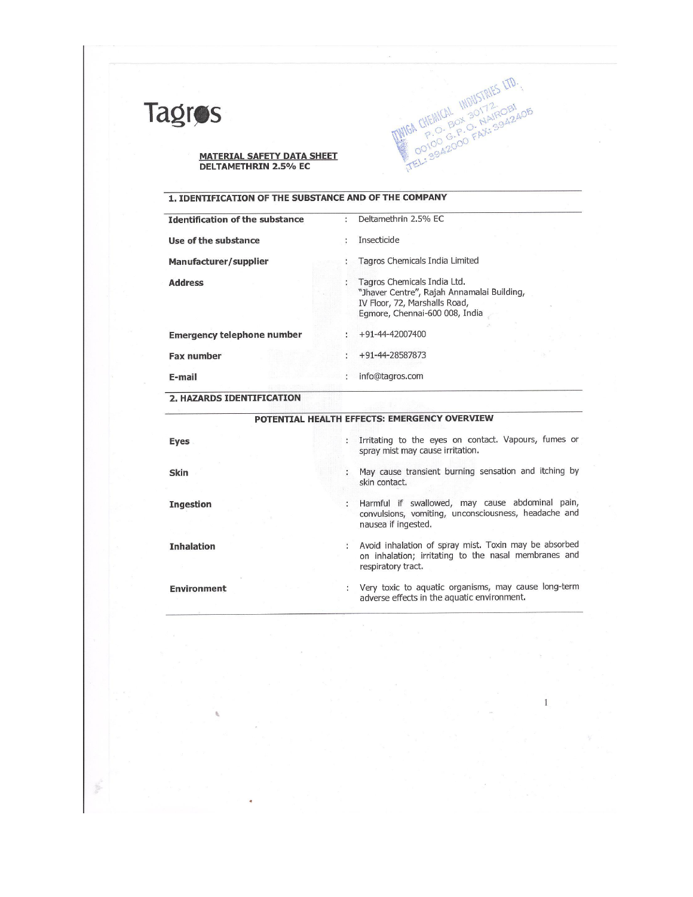Tagros

TWIGA CHEMICAL INDUSTRIES LTD.
P. O. BOX 30172
00100 G.P.O. NAIROBI
TEL: 3942000 FAX: 3942405

**MATERIAL SAFETY DATA SHEET**
**DELTAMETHRIN 2.5% EC**

## 1. IDENTIFICATION OF THE SUBSTANCE AND OF THE COMPANY

| | | |
|---|---|---|
| **Identification of the substance** | : | Deltamethrin 2.5% EC |
| **Use of the substance** | : | Insecticide |
| **Manufacturer/supplier** | : | Tagros Chemicals India Limited |
| **Address** | : | Tagros Chemicals India Ltd. "Jhaver Centre", Rajah Annamalai Building, IV Floor, 72, Marshalls Road, Egmore, Chennai-600 008, India |
| **Emergency telephone number** | : | +91-44-42007400 |
| **Fax number** | : | +91-44-28587873 |
| **E-mail** | : | info@tagros.com |

## 2. HAZARDS IDENTIFICATION

### POTENTIAL HEALTH EFFECTS: EMERGENCY OVERVIEW

| | | |
|---|---|---|
| **Eyes** | : | Irritating to the eyes on contact. Vapours, fumes or spray mist may cause irritation. |
| **Skin** | : | May cause transient burning sensation and itching by skin contact. |
| **Ingestion** | : | Harmful if swallowed, may cause abdominal pain, convulsions, vomiting, unconsciousness, headache and nausea if ingested. |
| **Inhalation** | : | Avoid inhalation of spray mist. Toxin may be absorbed on inhalation; irritating to the nasal membranes and respiratory tract. |
| **Environment** | : | Very toxic to aquatic organisms, may cause long-term adverse effects in the aquatic environment. |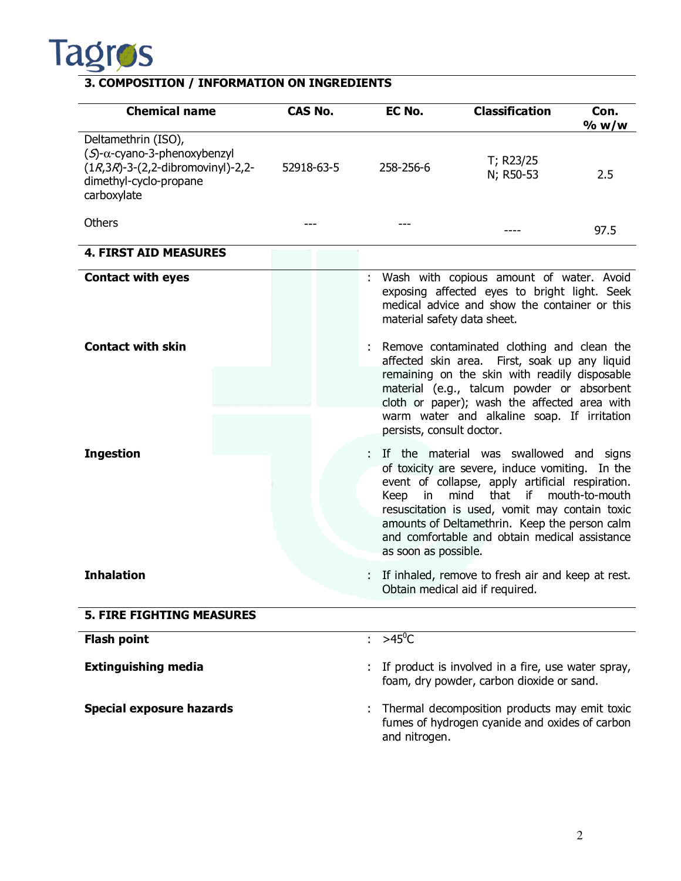## 3. COMPOSITION / INFORMATION ON INGREDIENTS

| Chemical name | CAS No. | EC No. | Classification | Con. % w/w |
|---|---|---|---|---|
| Deltamethrin (ISO), (*S*)-α-cyano-3-phenoxybenzyl (1*R*,3*R*)-3-(2,2-dibromovinyl)-2,2-dimethyl-cyclo-propane carboxylate | 52918-63-5 | 258-256-6 | T; R23/25<br>N; R50-53 | 2.5 |
| Others | --- | --- | ---- | 97.5 |

## 4. FIRST AID MEASURES

**Contact with eyes** : Wash with copious amount of water. Avoid exposing affected eyes to bright light. Seek medical advice and show the container or this material safety data sheet.

**Contact with skin** : Remove contaminated clothing and clean the affected skin area. First, soak up any liquid remaining on the skin with readily disposable material (e.g., talcum powder or absorbent cloth or paper); wash the affected area with warm water and alkaline soap. If irritation persists, consult doctor.

**Ingestion** : If the material was swallowed and signs of toxicity are severe, induce vomiting. In the event of collapse, apply artificial respiration. Keep in mind that if mouth-to-mouth resuscitation is used, vomit may contain toxic amounts of Deltamethrin. Keep the person calm and comfortable and obtain medical assistance as soon as possible.

**Inhalation** : If inhaled, remove to fresh air and keep at rest. Obtain medical aid if required.

## 5. FIRE FIGHTING MEASURES

**Flash point** : >45$^{0}$C

**Extinguishing media** : If product is involved in a fire, use water spray, foam, dry powder, carbon dioxide or sand.

**Special exposure hazards** : Thermal decomposition products may emit toxic fumes of hydrogen cyanide and oxides of carbon and nitrogen.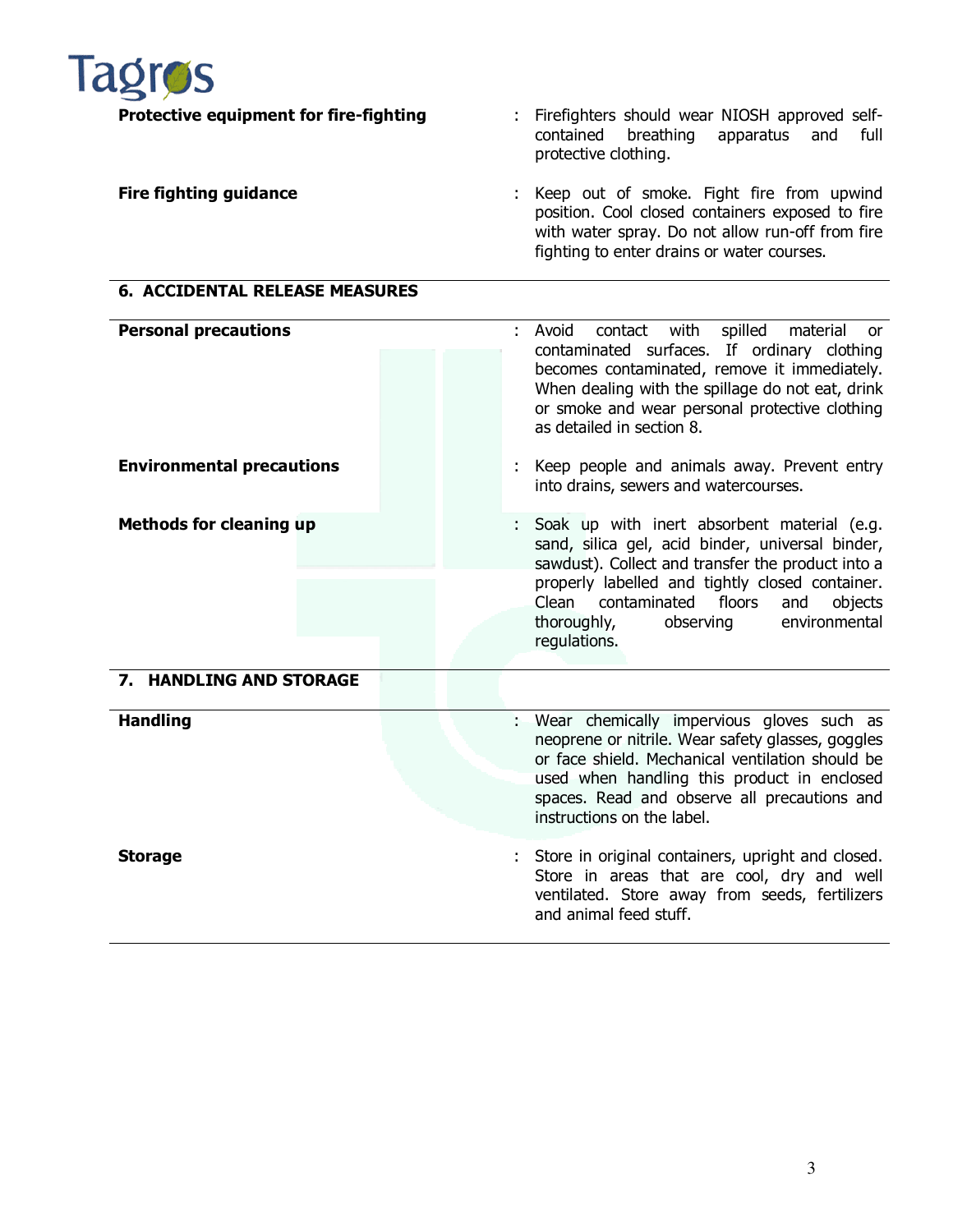| | | |
|---|---|---|
| **Protective equipment for fire-fighting** | : | Firefighters should wear NIOSH approved self-contained breathing apparatus and full protective clothing. |
| **Fire fighting guidance** | : | Keep out of smoke. Fight fire from upwind position. Cool closed containers exposed to fire with water spray. Do not allow run-off from fire fighting to enter drains or water courses. |

## 6. ACCIDENTAL RELEASE MEASURES

| | | |
|---|---|---|
| **Personal precautions** | : | Avoid contact with spilled material or contaminated surfaces. If ordinary clothing becomes contaminated, remove it immediately. When dealing with the spillage do not eat, drink or smoke and wear personal protective clothing as detailed in section 8. |
| **Environmental precautions** | : | Keep people and animals away. Prevent entry into drains, sewers and watercourses. |
| **Methods for cleaning up** | : | Soak up with inert absorbent material (e.g. sand, silica gel, acid binder, universal binder, sawdust). Collect and transfer the product into a properly labelled and tightly closed container. Clean contaminated floors and objects thoroughly, observing environmental regulations. |

## 7. HANDLING AND STORAGE

| | | |
|---|---|---|
| **Handling** | : | Wear chemically impervious gloves such as neoprene or nitrile. Wear safety glasses, goggles or face shield. Mechanical ventilation should be used when handling this product in enclosed spaces. Read and observe all precautions and instructions on the label. |
| **Storage** | : | Store in original containers, upright and closed. Store in areas that are cool, dry and well ventilated. Store away from seeds, fertilizers and animal feed stuff. |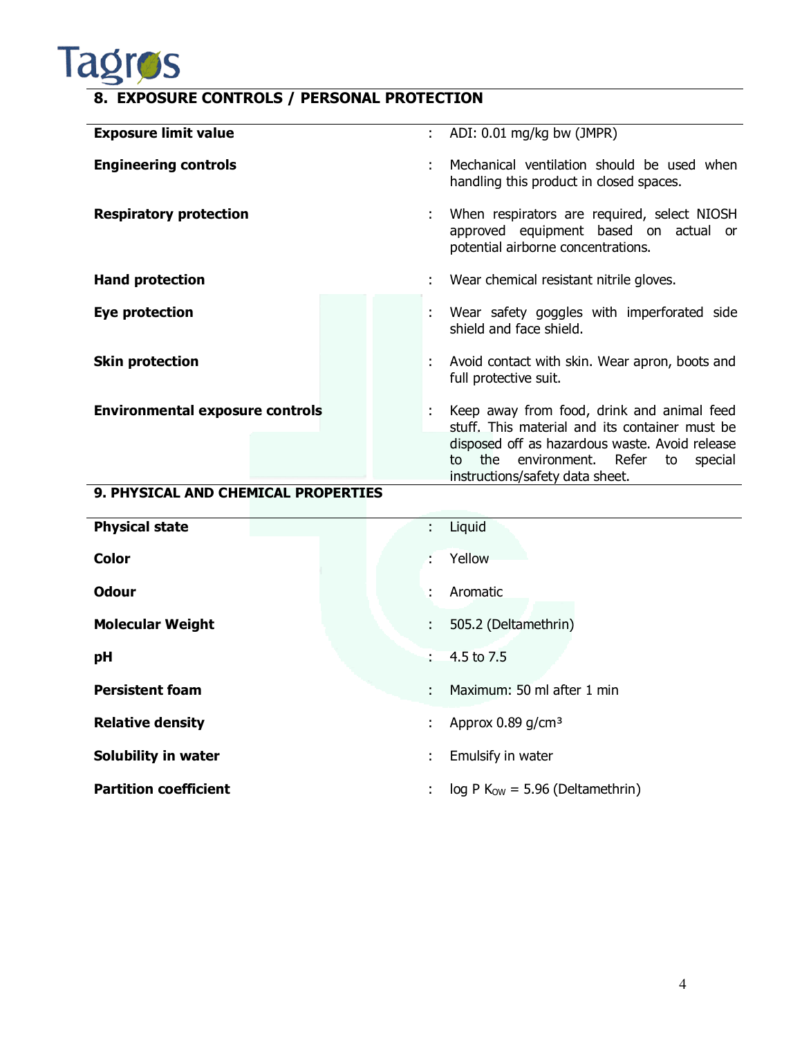## 8. EXPOSURE CONTROLS / PERSONAL PROTECTION

| | | |
|---|---|---|
| **Exposure limit value** | : | ADI: 0.01 mg/kg bw (JMPR) |
| **Engineering controls** | : | Mechanical ventilation should be used when handling this product in closed spaces. |
| **Respiratory protection** | : | When respirators are required, select NIOSH approved equipment based on actual or potential airborne concentrations. |
| **Hand protection** | : | Wear chemical resistant nitrile gloves. |
| **Eye protection** | : | Wear safety goggles with imperforated side shield and face shield. |
| **Skin protection** | : | Avoid contact with skin. Wear apron, boots and full protective suit. |
| **Environmental exposure controls** | : | Keep away from food, drink and animal feed stuff. This material and its container must be disposed off as hazardous waste. Avoid release to the environment. Refer to special instructions/safety data sheet. |

## 9. PHYSICAL AND CHEMICAL PROPERTIES

| | | |
|---|---|---|
| **Physical state** | : | Liquid |
| **Color** | : | Yellow |
| **Odour** | : | Aromatic |
| **Molecular Weight** | : | 505.2 (Deltamethrin) |
| **pH** | : | 4.5 to 7.5 |
| **Persistent foam** | : | Maximum: 50 ml after 1 min |
| **Relative density** | : | Approx 0.89 g/cm³ |
| **Solubility in water** | : | Emulsify in water |
| **Partition coefficient** | : | log P $K_{OW}$ = 5.96 (Deltamethrin) |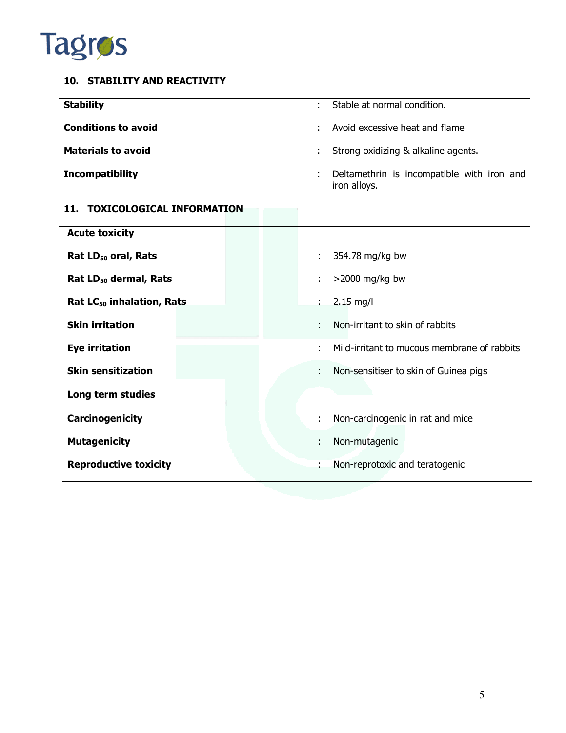## 10. STABILITY AND REACTIVITY

| | | |
|---|---|---|
| **Stability** | : | Stable at normal condition. |
| **Conditions to avoid** | : | Avoid excessive heat and flame |
| **Materials to avoid** | : | Strong oxidizing & alkaline agents. |
| **Incompatibility** | : | Deltamethrin is incompatible with iron and iron alloys. |

## 11. TOXICOLOGICAL INFORMATION

| | | |
|---|---|---|
| **Acute toxicity** | | |
| **Rat $LD_{50}$ oral, Rats** | : | 354.78 mg/kg bw |
| **Rat $LD_{50}$ dermal, Rats** | : | >2000 mg/kg bw |
| **Rat $LC_{50}$ inhalation, Rats** | : | 2.15 mg/l |
| **Skin irritation** | : | Non-irritant to skin of rabbits |
| **Eye irritation** | : | Mild-irritant to mucous membrane of rabbits |
| **Skin sensitization** | : | Non-sensitiser to skin of Guinea pigs |
| **Long term studies** | | |
| **Carcinogenicity** | : | Non-carcinogenic in rat and mice |
| **Mutagenicity** | : | Non-mutagenic |
| **Reproductive toxicity** | : | Non-reprotoxic and teratogenic |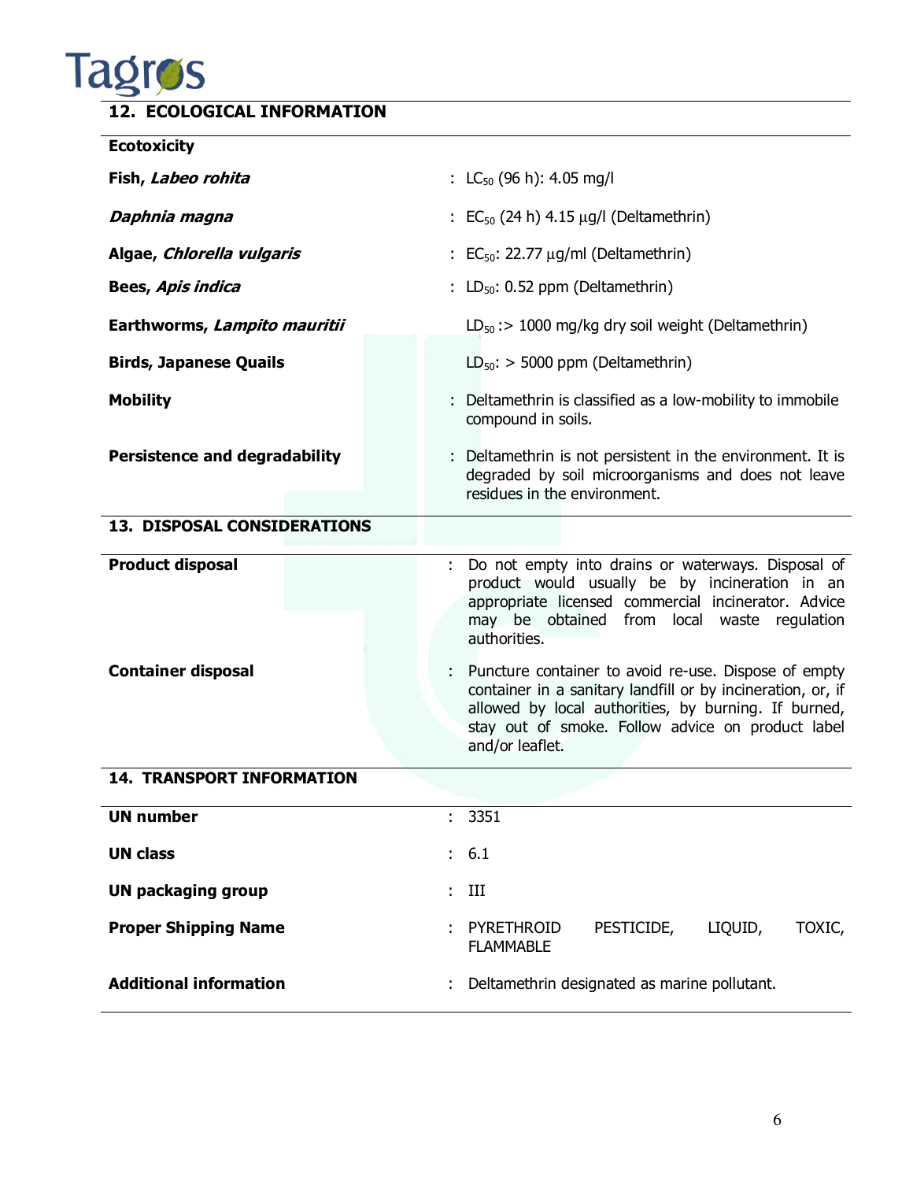## 12. ECOLOGICAL INFORMATION

| **Ecotoxicity** | |
|---|---|
| **Fish, *Labeo rohita*** | : $LC_{50}$ (96 h): 4.05 mg/l |
| ***Daphnia magna*** | : $EC_{50}$ (24 h) 4.15 μg/l (Deltamethrin) |
| **Algae, *Chlorella vulgaris*** | : $EC_{50}$: 22.77 μg/ml (Deltamethrin) |
| **Bees, *Apis indica*** | : $LD_{50}$: 0.52 ppm (Deltamethrin) |
| **Earthworms, *Lampito mauritii*** | $LD_{50}$ :> 1000 mg/kg dry soil weight (Deltamethrin) |
| **Birds, Japanese Quails** | $LD_{50}$: > 5000 ppm (Deltamethrin) |
| **Mobility** | : Deltamethrin is classified as a low-mobility to immobile compound in soils. |
| **Persistence and degradability** | : Deltamethrin is not persistent in the environment. It is degraded by soil microorganisms and does not leave residues in the environment. |

## 13. DISPOSAL CONSIDERATIONS

| | |
|---|---|
| **Product disposal** | : Do not empty into drains or waterways. Disposal of product would usually be by incineration in an appropriate licensed commercial incinerator. Advice may be obtained from local waste regulation authorities. |
| **Container disposal** | : Puncture container to avoid re-use. Dispose of empty container in a sanitary landfill or by incineration, or, if allowed by local authorities, by burning. If burned, stay out of smoke. Follow advice on product label and/or leaflet. |

## 14. TRANSPORT INFORMATION

| | |
|---|---|
| **UN number** | : 3351 |
| **UN class** | : 6.1 |
| **UN packaging group** | : III |
| **Proper Shipping Name** | : PYRETHROID PESTICIDE, LIQUID, TOXIC, FLAMMABLE |
| **Additional information** | : Deltamethrin designated as marine pollutant. |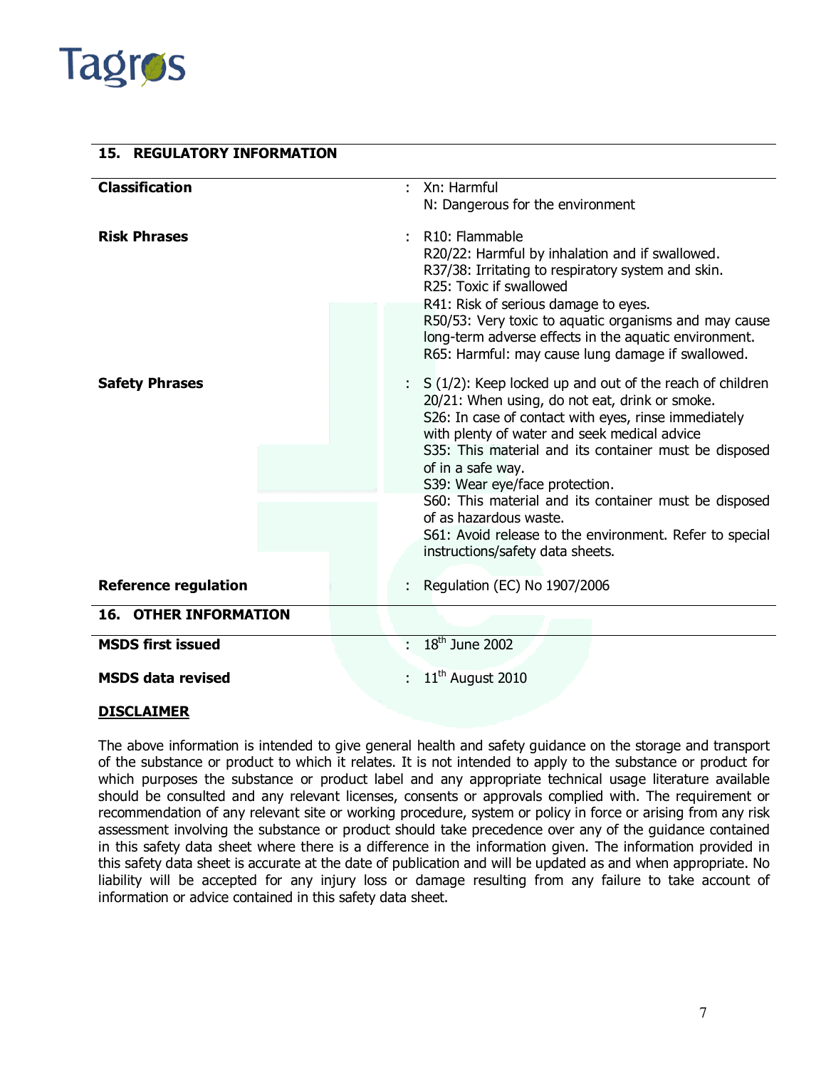## 15. REGULATORY INFORMATION

| | | |
|---|---|---|
| **Classification** | : | Xn: Harmful<br>N: Dangerous for the environment |
| **Risk Phrases** | : | R10: Flammable<br>R20/22: Harmful by inhalation and if swallowed.<br>R37/38: Irritating to respiratory system and skin.<br>R25: Toxic if swallowed<br>R41: Risk of serious damage to eyes.<br>R50/53: Very toxic to aquatic organisms and may cause long-term adverse effects in the aquatic environment.<br>R65: Harmful: may cause lung damage if swallowed. |
| **Safety Phrases** | : | S (1/2): Keep locked up and out of the reach of children<br>20/21: When using, do not eat, drink or smoke.<br>S26: In case of contact with eyes, rinse immediately with plenty of water and seek medical advice<br>S35: This material and its container must be disposed of in a safe way.<br>S39: Wear eye/face protection.<br>S60: This material and its container must be disposed of as hazardous waste.<br>S61: Avoid release to the environment. Refer to special instructions/safety data sheets. |
| **Reference regulation** | : | Regulation (EC) No 1907/2006 |

## 16. OTHER INFORMATION

| | | |
|---|---|---|
| **MSDS first issued** | : | 18th June 2002 |
| **MSDS data revised** | : | 11th August 2010 |

**DISCLAIMER**

The above information is intended to give general health and safety guidance on the storage and transport of the substance or product to which it relates. It is not intended to apply to the substance or product for which purposes the substance or product label and any appropriate technical usage literature available should be consulted and any relevant licenses, consents or approvals complied with. The requirement or recommendation of any relevant site or working procedure, system or policy in force or arising from any risk assessment involving the substance or product should take precedence over any of the guidance contained in this safety data sheet where there is a difference in the information given. The information provided in this safety data sheet is accurate at the date of publication and will be updated as and when appropriate. No liability will be accepted for any injury loss or damage resulting from any failure to take account of information or advice contained in this safety data sheet.